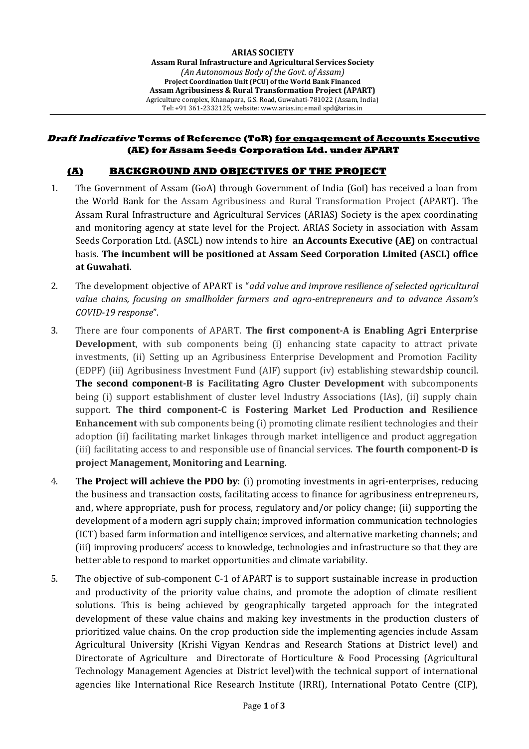**ARIAS SOCIETY**

**Assam Rural Infrastructure and Agricultural Services Society**

*(An Autonomous Body of the Govt. of Assam)*

**Project Coordination Unit (PCU) of the World Bank Financed**

**Assam Agribusiness & Rural Transformation Project (APART)**

Agriculture complex, Khanapara, G.S. Road, Guwahati-781022 (Assam, India)

Tel: +91 361-2332125; website: www.arias.in; email spd@arias.in

---

## ***Draft Indicative*** **Terms of Reference (ToR) for engagement of Accounts Executive (AE) for Assam Seeds Corporation Ltd. under APART**

### (A) BACKGROUND AND OBJECTIVES OF THE PROJECT

1. The Government of Assam (GoA) through Government of India (GoI) has received a loan from the World Bank for the Assam Agribusiness and Rural Transformation Project (APART). The Assam Rural Infrastructure and Agricultural Services (ARIAS) Society is the apex coordinating and monitoring agency at state level for the Project. ARIAS Society in association with Assam Seeds Corporation Ltd. (ASCL) now intends to hire **an Accounts Executive (AE)** on contractual basis. **The incumbent will be positioned at Assam Seed Corporation Limited (ASCL) office at Guwahati.**

2. The development objective of APART is "*add value and improve resilience of selected agricultural value chains, focusing on smallholder farmers and agro-entrepreneurs and to advance Assam's COVID-19 response*".

3. There are four components of APART. **The first component-A is Enabling Agri Enterprise Development**, with sub components being (i) enhancing state capacity to attract private investments, (ii) Setting up an Agribusiness Enterprise Development and Promotion Facility (EDPF) (iii) Agribusiness Investment Fund (AIF) support (iv) establishing stewardship council. **The second component-B is Facilitating Agro Cluster Development** with subcomponents being (i) support establishment of cluster level Industry Associations (IAs), (ii) supply chain support. **The third component-C is Fostering Market Led Production and Resilience Enhancement** with sub components being (i) promoting climate resilient technologies and their adoption (ii) facilitating market linkages through market intelligence and product aggregation (iii) facilitating access to and responsible use of financial services. **The fourth component-D is project Management, Monitoring and Learning**.

4. **The Project will achieve the PDO by**: (i) promoting investments in agri-enterprises, reducing the business and transaction costs, facilitating access to finance for agribusiness entrepreneurs, and, where appropriate, push for process, regulatory and/or policy change; (ii) supporting the development of a modern agri supply chain; improved information communication technologies (ICT) based farm information and intelligence services, and alternative marketing channels; and (iii) improving producers' access to knowledge, technologies and infrastructure so that they are better able to respond to market opportunities and climate variability.

5. The objective of sub-component C-1 of APART is to support sustainable increase in production and productivity of the priority value chains, and promote the adoption of climate resilient solutions. This is being achieved by geographically targeted approach for the integrated development of these value chains and making key investments in the production clusters of prioritized value chains. On the crop production side the implementing agencies include Assam Agricultural University (Krishi Vigyan Kendras and Research Stations at District level) and Directorate of Agriculture and Directorate of Horticulture & Food Processing (Agricultural Technology Management Agencies at District level)with the technical support of international agencies like International Rice Research Institute (IRRI), International Potato Centre (CIP),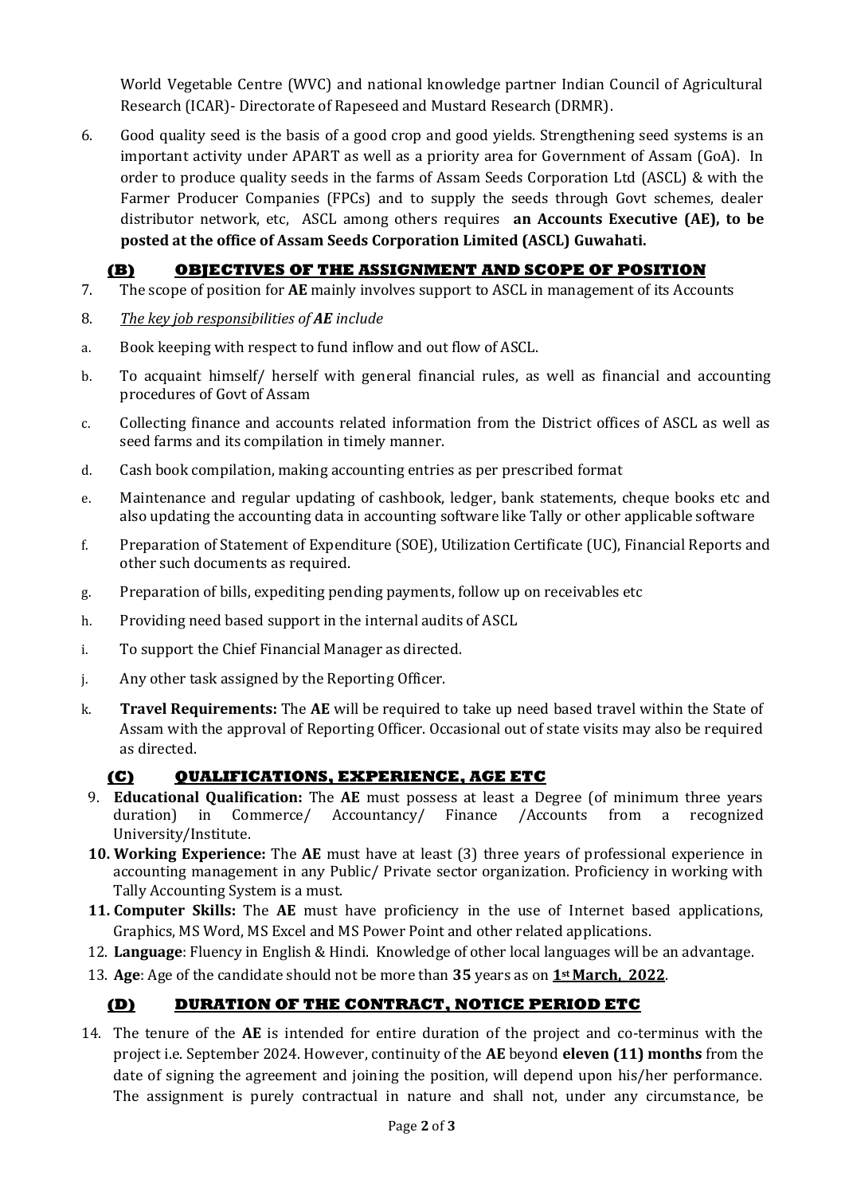World Vegetable Centre (WVC) and national knowledge partner Indian Council of Agricultural Research (ICAR)- Directorate of Rapeseed and Mustard Research (DRMR).

6. Good quality seed is the basis of a good crop and good yields. Strengthening seed systems is an important activity under APART as well as a priority area for Government of Assam (GoA). In order to produce quality seeds in the farms of Assam Seeds Corporation Ltd (ASCL) & with the Farmer Producer Companies (FPCs) and to supply the seeds through Govt schemes, dealer distributor network, etc, ASCL among others requires **an Accounts Executive (AE), to be posted at the office of Assam Seeds Corporation Limited (ASCL) Guwahati.**

## (B) OBJECTIVES OF THE ASSIGNMENT AND SCOPE OF POSITION

7. The scope of position for **AE** mainly involves support to ASCL in management of its Accounts

8. *The key job responsibilities of **AE** include*

a. Book keeping with respect to fund inflow and out flow of ASCL.

b. To acquaint himself/ herself with general financial rules, as well as financial and accounting procedures of Govt of Assam

c. Collecting finance and accounts related information from the District offices of ASCL as well as seed farms and its compilation in timely manner.

d. Cash book compilation, making accounting entries as per prescribed format

e. Maintenance and regular updating of cashbook, ledger, bank statements, cheque books etc and also updating the accounting data in accounting software like Tally or other applicable software

f. Preparation of Statement of Expenditure (SOE), Utilization Certificate (UC), Financial Reports and other such documents as required.

g. Preparation of bills, expediting pending payments, follow up on receivables etc

h. Providing need based support in the internal audits of ASCL

i. To support the Chief Financial Manager as directed.

j. Any other task assigned by the Reporting Officer.

k. **Travel Requirements:** The **AE** will be required to take up need based travel within the State of Assam with the approval of Reporting Officer. Occasional out of state visits may also be required as directed.

## (C) QUALIFICATIONS, EXPERIENCE, AGE ETC

9. **Educational Qualification:** The **AE** must possess at least a Degree (of minimum three years duration) in Commerce/ Accountancy/ Finance /Accounts from a recognized University/Institute.

10. **Working Experience:** The **AE** must have at least (3) three years of professional experience in accounting management in any Public/ Private sector organization. Proficiency in working with Tally Accounting System is a must.

11. **Computer Skills:** The **AE** must have proficiency in the use of Internet based applications, Graphics, MS Word, MS Excel and MS Power Point and other related applications.

12. **Language**: Fluency in English & Hindi. Knowledge of other local languages will be an advantage.

13. **Age**: Age of the candidate should not be more than **35** years as on **1st March, 2022**.

## (D) DURATION OF THE CONTRACT, NOTICE PERIOD ETC

14. The tenure of the **AE** is intended for entire duration of the project and co-terminus with the project i.e. September 2024. However, continuity of the **AE** beyond **eleven (11) months** from the date of signing the agreement and joining the position, will depend upon his/her performance. The assignment is purely contractual in nature and shall not, under any circumstance, be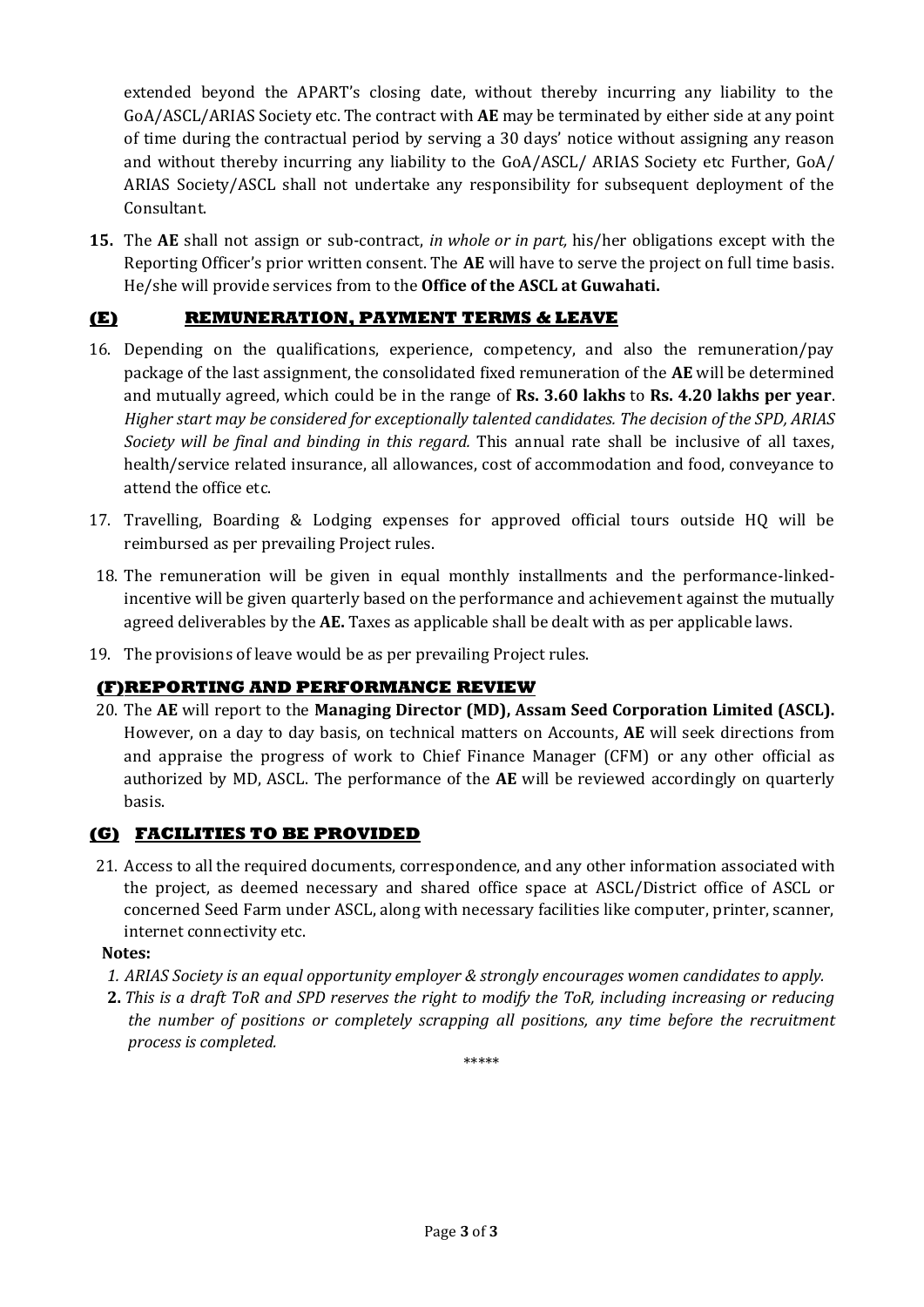extended beyond the APART's closing date, without thereby incurring any liability to the GoA/ASCL/ARIAS Society etc. The contract with **AE** may be terminated by either side at any point of time during the contractual period by serving a 30 days' notice without assigning any reason and without thereby incurring any liability to the GoA/ASCL/ ARIAS Society etc Further, GoA/ ARIAS Society/ASCL shall not undertake any responsibility for subsequent deployment of the Consultant.

**15.** The **AE** shall not assign or sub-contract, *in whole or in part,* his/her obligations except with the Reporting Officer's prior written consent. The **AE** will have to serve the project on full time basis. He/she will provide services from to the **Office of the ASCL at Guwahati.**

## (E) REMUNERATION, PAYMENT TERMS & LEAVE

16. Depending on the qualifications, experience, competency, and also the remuneration/pay package of the last assignment, the consolidated fixed remuneration of the **AE** will be determined and mutually agreed, which could be in the range of **Rs. 3.60 lakhs** to **Rs. 4.20 lakhs per year**. *Higher start may be considered for exceptionally talented candidates. The decision of the SPD, ARIAS Society will be final and binding in this regard.* This annual rate shall be inclusive of all taxes, health/service related insurance, all allowances, cost of accommodation and food, conveyance to attend the office etc.
17. Travelling, Boarding & Lodging expenses for approved official tours outside HQ will be reimbursed as per prevailing Project rules.
18. The remuneration will be given in equal monthly installments and the performance-linked-incentive will be given quarterly based on the performance and achievement against the mutually agreed deliverables by the **AE.** Taxes as applicable shall be dealt with as per applicable laws.
19. The provisions of leave would be as per prevailing Project rules.

## (F) REPORTING AND PERFORMANCE REVIEW

20. The **AE** will report to the **Managing Director (MD), Assam Seed Corporation Limited (ASCL).** However, on a day to day basis, on technical matters on Accounts, **AE** will seek directions from and appraise the progress of work to Chief Finance Manager (CFM) or any other official as authorized by MD, ASCL. The performance of the **AE** will be reviewed accordingly on quarterly basis.

## (G) FACILITIES TO BE PROVIDED

21. Access to all the required documents, correspondence, and any other information associated with the project, as deemed necessary and shared office space at ASCL/District office of ASCL or concerned Seed Farm under ASCL, along with necessary facilities like computer, printer, scanner, internet connectivity etc.

**Notes:**

1. *ARIAS Society is an equal opportunity employer & strongly encourages women candidates to apply.*
2. *This is a draft ToR and SPD reserves the right to modify the ToR, including increasing or reducing the number of positions or completely scrapping all positions, any time before the recruitment process is completed.*

\*\*\*\*\*